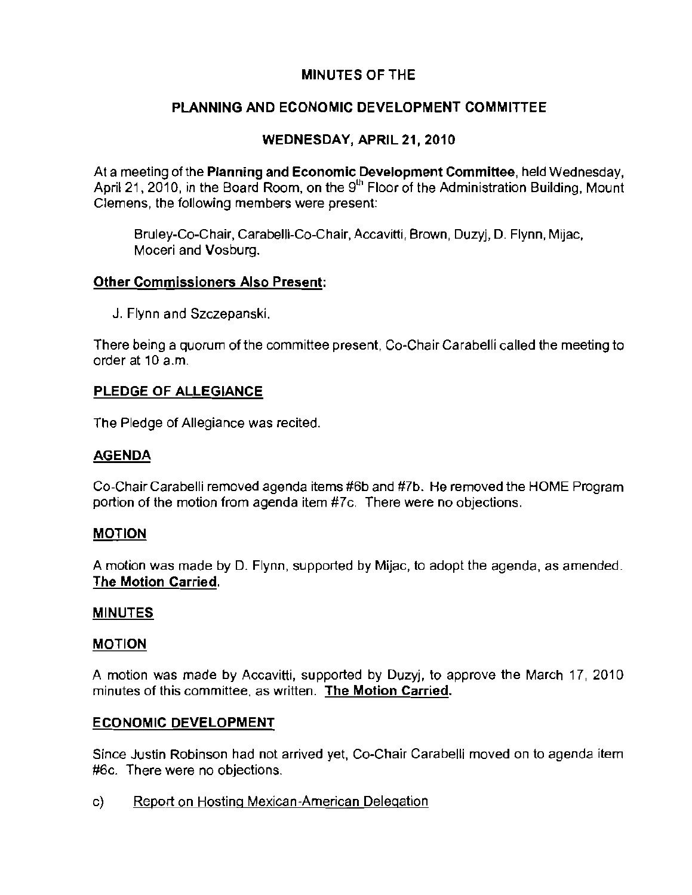# MINUTES OF THE

## PLANNING AND ECONOMIC DEVELOPMENT COMMITTEE

### WEDNESDAY, APRIL 21, 2010

At a meeting of the **Planning and Economic Development Committee**, held Wednesday, April 21, 2010, in the Board Room, on the 9th Floor of the Administration Building, Mount Clemens, the following members were present:

> Bruley-Co-Chair, Carabelli-Co-Chair, Accavitti, Brown, Duzyj, D. Flynn, Mijac, Moceri and Vosburg.

**Other Commissioners Also Present:**

> J. Flynn and Szczepanski.

There being a quorum of the committee present, Co-Chair Carabelli called the meeting to order at 10 a.m.

**PLEDGE OF ALLEGIANCE**

The Pledge of Allegiance was recited.

**AGENDA**

Co-Chair Carabelli removed agenda items #6b and #7b. He removed the HOME Program portion of the motion from agenda item #7c. There were no objections.

**MOTION**

A motion was made by D. Flynn, supported by Mijac, to adopt the agenda, as amended. **The Motion Carried.**

**MINUTES**

**MOTION**

A motion was made by Accavitti, supported by Duzyj, to approve the March 17, 2010 minutes of this committee, as written. **The Motion Carried.**

**ECONOMIC DEVELOPMENT**

Since Justin Robinson had not arrived yet, Co-Chair Carabelli moved on to agenda item #6c. There were no objections.

c) Report on Hosting Mexican-American Delegation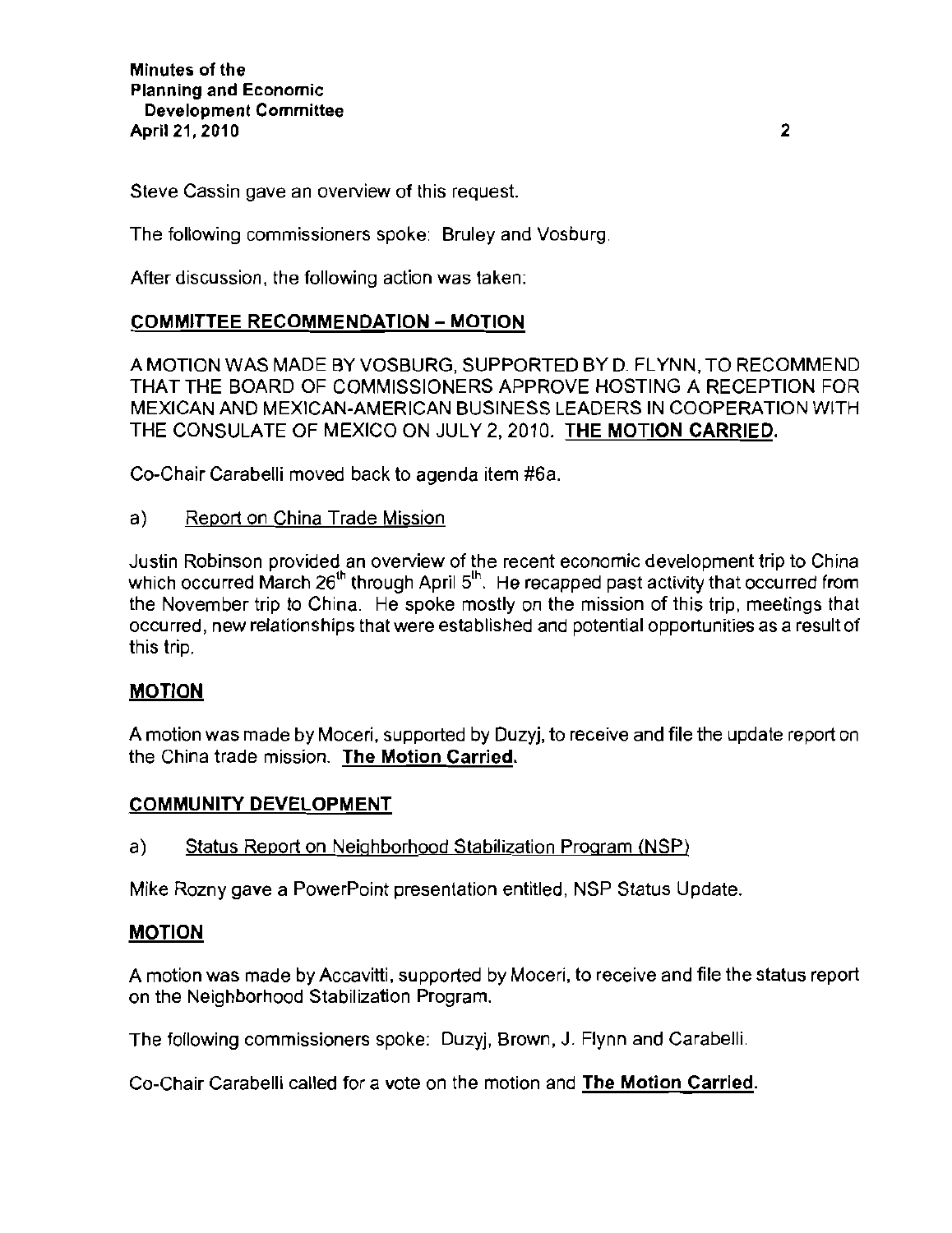Steve Cassin gave an overview of this request.

The following commissioners spoke: Bruley and Vosburg.

After discussion, the following action was taken:

**COMMITTEE RECOMMENDATION – MOTION**

A MOTION WAS MADE BY VOSBURG, SUPPORTED BY D. FLYNN, TO RECOMMEND THAT THE BOARD OF COMMISSIONERS APPROVE HOSTING A RECEPTION FOR MEXICAN AND MEXICAN-AMERICAN BUSINESS LEADERS IN COOPERATION WITH THE CONSULATE OF MEXICO ON JULY 2, 2010. **THE MOTION CARRIED.**

Co-Chair Carabelli moved back to agenda item #6a.

a) Report on China Trade Mission

Justin Robinson provided an overview of the recent economic development trip to China which occurred March 26th through April 5th. He recapped past activity that occurred from the November trip to China. He spoke mostly on the mission of this trip, meetings that occurred, new relationships that were established and potential opportunities as a result of this trip.

**MOTION**

A motion was made by Moceri, supported by Duzyj, to receive and file the update report on the China trade mission. **The Motion Carried.**

**COMMUNITY DEVELOPMENT**

a) Status Report on Neighborhood Stabilization Program (NSP)

Mike Rozny gave a PowerPoint presentation entitled, NSP Status Update.

**MOTION**

A motion was made by Accavitti, supported by Moceri, to receive and file the status report on the Neighborhood Stabilization Program.

The following commissioners spoke: Duzyj, Brown, J. Flynn and Carabelli.

Co-Chair Carabelli called for a vote on the motion and **The Motion Carried.**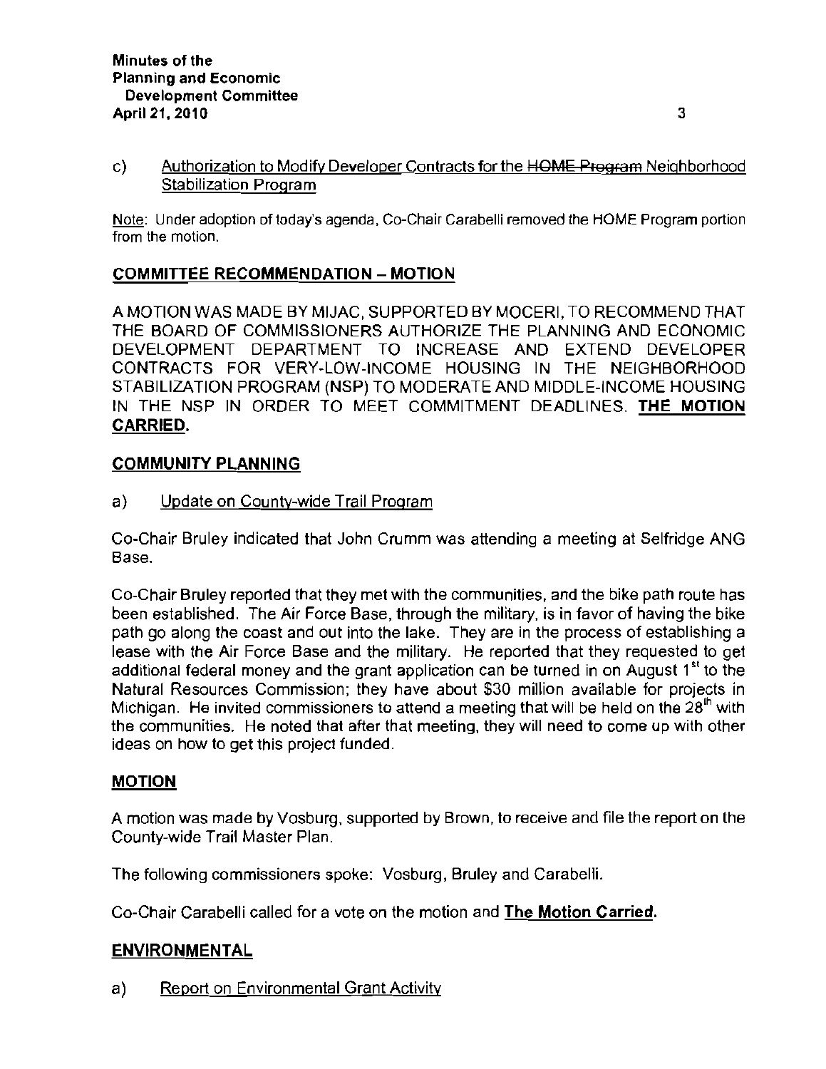c) Authorization to Modify Developer Contracts for the ~~HOME Program~~ Neighborhood Stabilization Program

Note: Under adoption of today's agenda, Co-Chair Carabelli removed the HOME Program portion from the motion.

## COMMITTEE RECOMMENDATION – MOTION

A MOTION WAS MADE BY MIJAC, SUPPORTED BY MOCERI, TO RECOMMEND THAT THE BOARD OF COMMISSIONERS AUTHORIZE THE PLANNING AND ECONOMIC DEVELOPMENT DEPARTMENT TO INCREASE AND EXTEND DEVELOPER CONTRACTS FOR VERY-LOW-INCOME HOUSING IN THE NEIGHBORHOOD STABILIZATION PROGRAM (NSP) TO MODERATE AND MIDDLE-INCOME HOUSING IN THE NSP IN ORDER TO MEET COMMITMENT DEADLINES. **THE MOTION CARRIED.**

## COMMUNITY PLANNING

a) Update on County-wide Trail Program

Co-Chair Bruley indicated that John Crumm was attending a meeting at Selfridge ANG Base.

Co-Chair Bruley reported that they met with the communities, and the bike path route has been established. The Air Force Base, through the military, is in favor of having the bike path go along the coast and out into the lake. They are in the process of establishing a lease with the Air Force Base and the military. He reported that they requested to get additional federal money and the grant application can be turned in on August 1st to the Natural Resources Commission; they have about $30 million available for projects in Michigan. He invited commissioners to attend a meeting that will be held on the 28th with the communities. He noted that after that meeting, they will need to come up with other ideas on how to get this project funded.

## MOTION

A motion was made by Vosburg, supported by Brown, to receive and file the report on the County-wide Trail Master Plan.

The following commissioners spoke: Vosburg, Bruley and Carabelli.

Co-Chair Carabelli called for a vote on the motion and **The Motion Carried.**

## ENVIRONMENTAL

a) Report on Environmental Grant Activity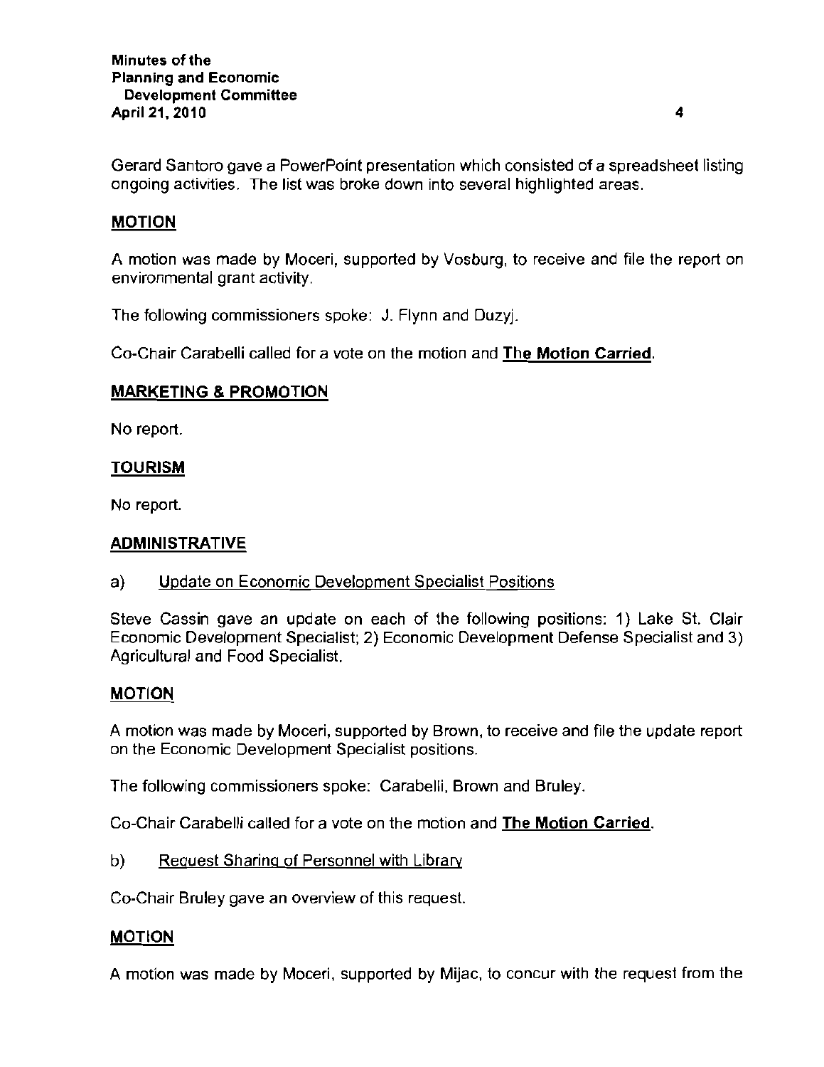Gerard Santoro gave a PowerPoint presentation which consisted of a spreadsheet listing ongoing activities. The list was broke down into several highlighted areas.

**MOTION**

A motion was made by Moceri, supported by Vosburg, to receive and file the report on environmental grant activity.

The following commissioners spoke: J. Flynn and Duzyj.

Co-Chair Carabelli called for a vote on the motion and **The Motion Carried**.

## MARKETING & PROMOTION

No report.

## TOURISM

No report.

## ADMINISTRATIVE

a) Update on Economic Development Specialist Positions

Steve Cassin gave an update on each of the following positions: 1) Lake St. Clair Economic Development Specialist; 2) Economic Development Defense Specialist and 3) Agricultural and Food Specialist.

**MOTION**

A motion was made by Moceri, supported by Brown, to receive and file the update report on the Economic Development Specialist positions.

The following commissioners spoke: Carabelli, Brown and Bruley.

Co-Chair Carabelli called for a vote on the motion and **The Motion Carried**.

b) Request Sharing of Personnel with Library

Co-Chair Bruley gave an overview of this request.

**MOTION**

A motion was made by Moceri, supported by Mijac, to concur with the request from the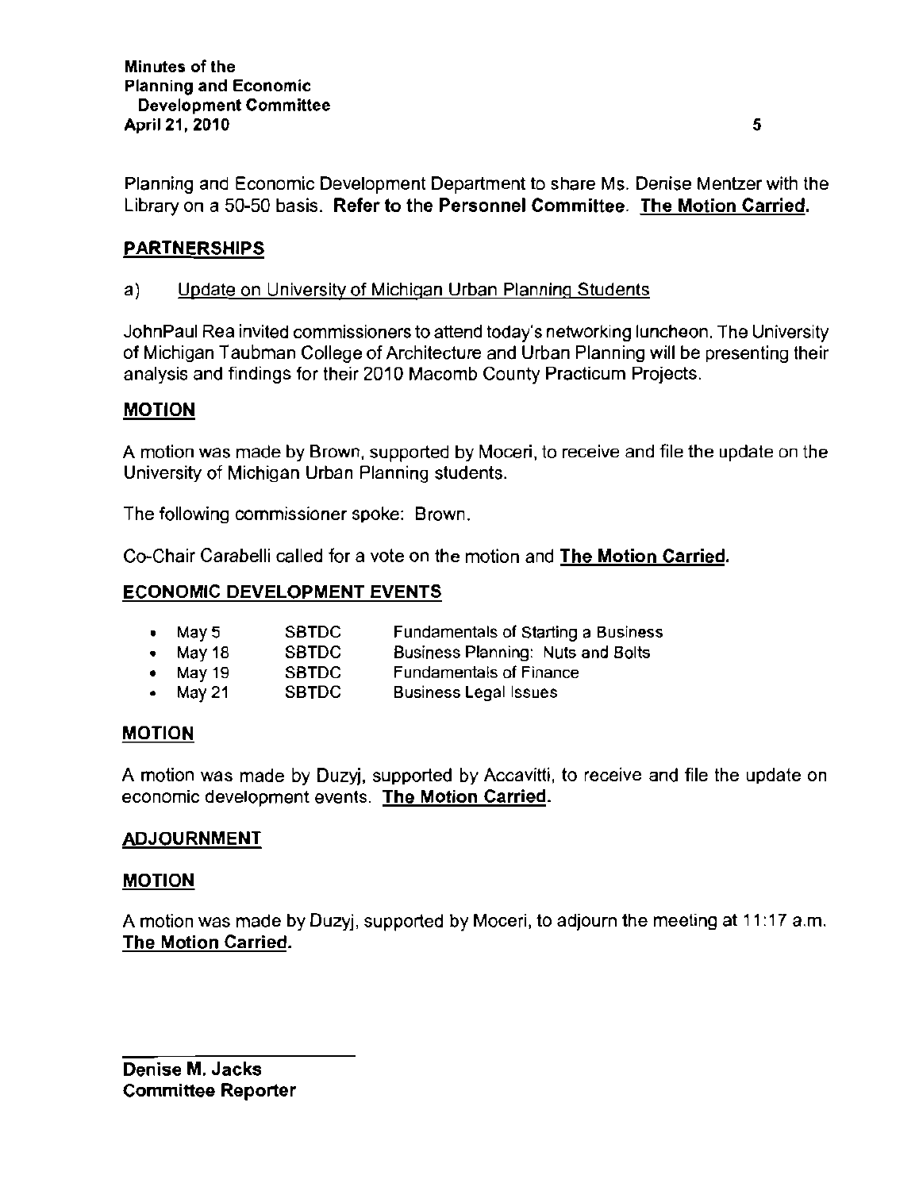Planning and Economic Development Department to share Ms. Denise Mentzer with the Library on a 50-50 basis. **Refer to the Personnel Committee.** **The Motion Carried.**

## PARTNERSHIPS

a) Update on University of Michigan Urban Planning Students

JohnPaul Rea invited commissioners to attend today's networking luncheon. The University of Michigan Taubman College of Architecture and Urban Planning will be presenting their analysis and findings for their 2010 Macomb County Practicum Projects.

## MOTION

A motion was made by Brown, supported by Moceri, to receive and file the update on the University of Michigan Urban Planning students.

The following commissioner spoke: Brown.

Co-Chair Carabelli called for a vote on the motion and **The Motion Carried.**

## ECONOMIC DEVELOPMENT EVENTS

- May 5 SBTDC Fundamentals of Starting a Business
- May 18 SBTDC Business Planning: Nuts and Bolts
- May 19 SBTDC Fundamentals of Finance
- May 21 SBTDC Business Legal Issues

## MOTION

A motion was made by Duzyj, supported by Accavitti, to receive and file the update on economic development events. **The Motion Carried.**

## ADJOURNMENT

## MOTION

A motion was made by Duzyj, supported by Moceri, to adjourn the meeting at 11:17 a.m. **The Motion Carried.**

**Denise M. Jacks**
**Committee Reporter**